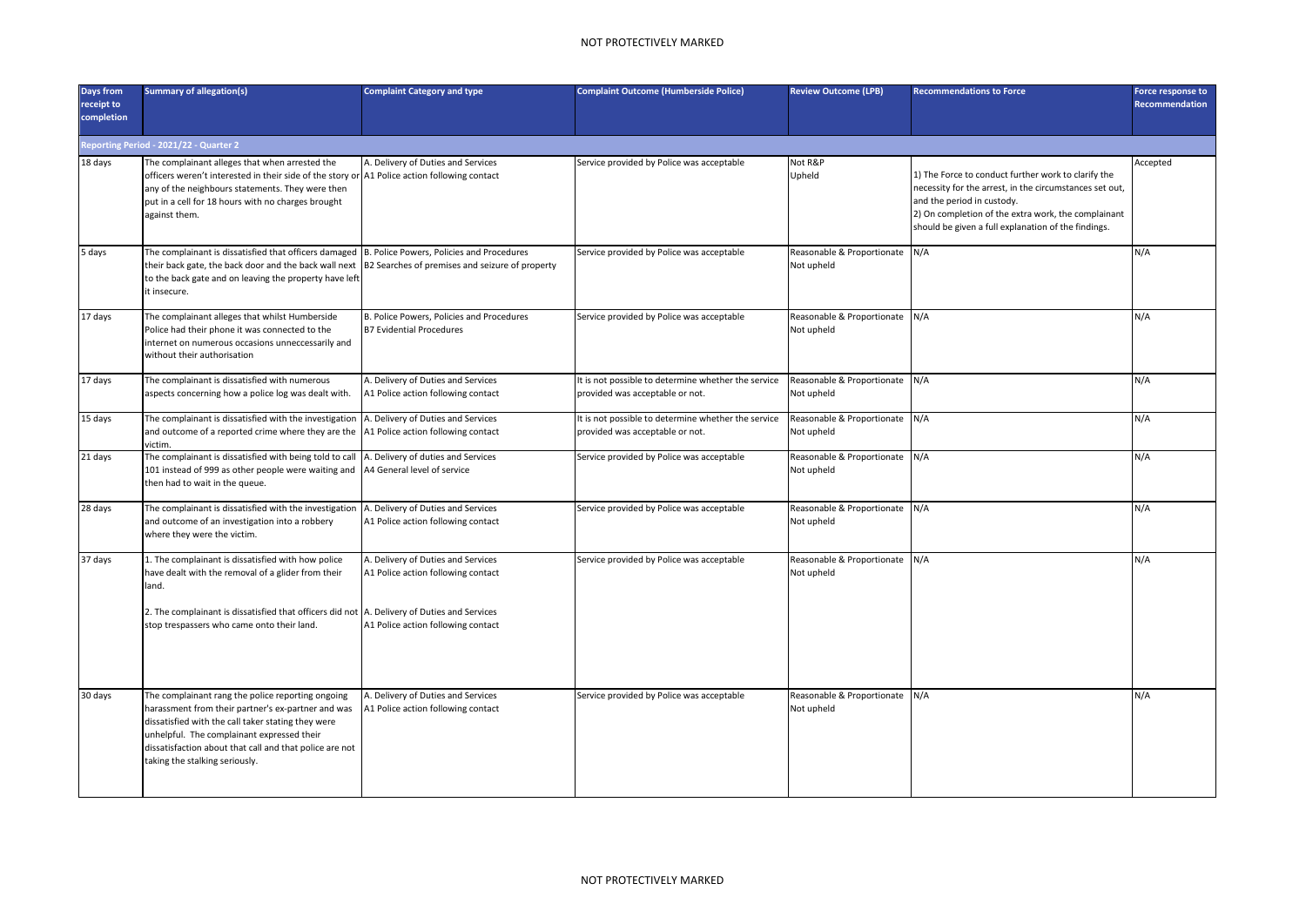| Days from receipt to completion | Summary of allegation(s) | Complaint Category and type | Complaint Outcome (Humberside Police) | Review Outcome (LPB) | Recommendations to Force | Force response to Recommendation |
|---|---|---|---|---|---|---|
| **Reporting Period - 2021/22 - Quarter 2** | | | | | | |
| 18 days | The complainant alleges that when arrested the officers weren't interested in their side of the story or any of the neighbours statements. They were then put in a cell for 18 hours with no charges brought against them. | A. Delivery of Duties and Services<br>A1 Police action following contact | Service provided by Police was acceptable | Not R&P<br>Upheld | 1) The Force to conduct further work to clarify the necessity for the arrest, in the circumstances set out, and the period in custody.<br>2) On completion of the extra work, the complainant should be given a full explanation of the findings. | Accepted |
| 5 days | The complainant is dissatisfied that officers damaged their back gate, the back door and the back wall next to the back gate and on leaving the property have left it insecure. | B. Police Powers, Policies and Procedures<br>B2 Searches of premises and seizure of property | Service provided by Police was acceptable | Reasonable & Proportionate<br>Not upheld | N/A | N/A |
| 17 days | The complainant alleges that whilst Humberside Police had their phone it was connected to the internet on numerous occasions unneccessarily and without their authorisation | B. Police Powers, Policies and Procedures<br>B7 Evidential Procedures | Service provided by Police was acceptable | Reasonable & Proportionate<br>Not upheld | N/A | N/A |
| 17 days | The complainant is dissatisfied with numerous aspects concerning how a police log was dealt with. | A. Delivery of Duties and Services<br>A1 Police action following contact | It is not possible to determine whether the service provided was acceptable or not. | Reasonable & Proportionate<br>Not upheld | N/A | N/A |
| 15 days | The complainant is dissatisfied with the investigation and outcome of a reported crime where they are the victim. | A. Delivery of Duties and Services<br>A1 Police action following contact | It is not possible to determine whether the service provided was acceptable or not. | Reasonable & Proportionate<br>Not upheld | N/A | N/A |
| 21 days | The complainant is dissatisfied with being told to call 101 instead of 999 as other people were waiting and then had to wait in the queue. | A. Delivery of duties and Services<br>A4 General level of service | Service provided by Police was acceptable | Reasonable & Proportionate<br>Not upheld | N/A | N/A |
| 28 days | The complainant is dissatisfied with the investigation and outcome of an investigation into a robbery where they were the victim. | A. Delivery of Duties and Services<br>A1 Police action following contact | Service provided by Police was acceptable | Reasonable & Proportionate<br>Not upheld | N/A | N/A |
| 37 days | 1. The complainant is dissatisfied with how police have dealt with the removal of a glider from their land.<br><br>2. The complainant is dissatisfied that officers did not stop trespassers who came onto their land. | A. Delivery of Duties and Services<br>A1 Police action following contact<br><br>A. Delivery of Duties and Services<br>A1 Police action following contact | Service provided by Police was acceptable | Reasonable & Proportionate<br>Not upheld | N/A | N/A |
| 30 days | The complainant rang the police reporting ongoing harassment from their partner's ex-partner and was dissatisfied with the call taker stating they were unhelpful. The complainant expressed their dissatisfaction about that call and that police are not taking the stalking seriously. | A. Delivery of Duties and Services<br>A1 Police action following contact | Service provided by Police was acceptable | Reasonable & Proportionate<br>Not upheld | N/A | N/A |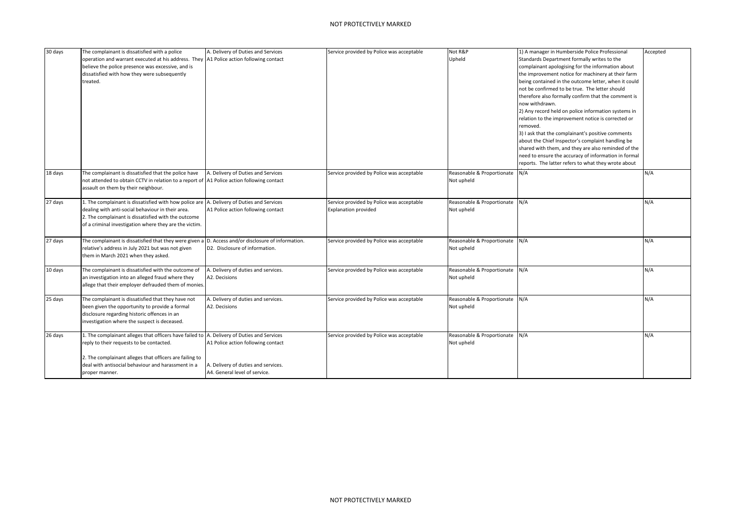| | | | | | | |
|---|---|---|---|---|---|---|
| 30 days | The complainant is dissatisfied with a police operation and warrant executed at his address. They believe the police presence was excessive, and is dissatisfied with how they were subsequently treated. | A. Delivery of Duties and Services<br>A1 Police action following contact | Service provided by Police was acceptable | Not R&P<br>Upheld | 1) A manager in Humberside Police Professional Standards Department formally writes to the complainant apologising for the information about the improvement notice for machinery at their farm being contained in the outcome letter, when it could not be confirmed to be true. The letter should therefore also formally confirm that the comment is now withdrawn.<br>2) Any record held on police information systems in relation to the improvement notice is corrected or removed.<br>3) I ask that the complainant's positive comments about the Chief Inspector's complaint handling be shared with them, and they are also reminded of the need to ensure the accuracy of information in formal reports. The latter refers to what they wrote about | Accepted |
| 18 days | The complainant is dissatisfied that the police have not attended to obtain CCTV in relation to a report of assault on them by their neighbour. | A. Delivery of Duties and Services<br>A1 Police action following contact | Service provided by Police was acceptable | Reasonable & Proportionate<br>Not upheld | N/A | N/A |
| 27 days | 1. The complainant is dissatisfied with how police are dealing with anti-social behaviour in their area.<br>2. The complainant is dissatisfied with the outcome of a criminal investigation where they are the victim. | A. Delivery of Duties and Services<br>A1 Police action following contact | Service provided by Police was acceptable<br>Explanation provided | Reasonable & Proportionate<br>Not upheld | N/A | N/A |
| 27 days | The complainant is dissatisfied that they were given a relative's address in July 2021 but was not given them in March 2021 when they asked. | D. Access and/or disclosure of information.<br>D2. Disclosure of information. | Service provided by Police was acceptable | Reasonable & Proportionate<br>Not upheld | N/A | N/A |
| 10 days | The complainant is dissatisfied with the outcome of an investigation into an alleged fraud where they allege that their employer defrauded them of monies. | A. Delivery of duties and services.<br>A2. Decisions | Service provided by Police was acceptable | Reasonable & Proportionate<br>Not upheld | N/A | N/A |
| 25 days | The complainant is dissatisfied that they have not been given the opportunity to provide a formal disclosure regarding historic offences in an investigation where the suspect is deceased. | A. Delivery of duties and services.<br>A2. Decisions | Service provided by Police was acceptable | Reasonable & Proportionate<br>Not upheld | N/A | N/A |
| 26 days | 1. The complainant alleges that officers have failed to reply to their requests to be contacted.<br><br>2. The complainant alleges that officers are failing to deal with antisocial behaviour and harassment in a proper manner. | A. Delivery of Duties and Services<br>A1 Police action following contact<br><br>A. Delivery of duties and services.<br>A4. General level of service. | Service provided by Police was acceptable | Reasonable & Proportionate<br>Not upheld | N/A | N/A |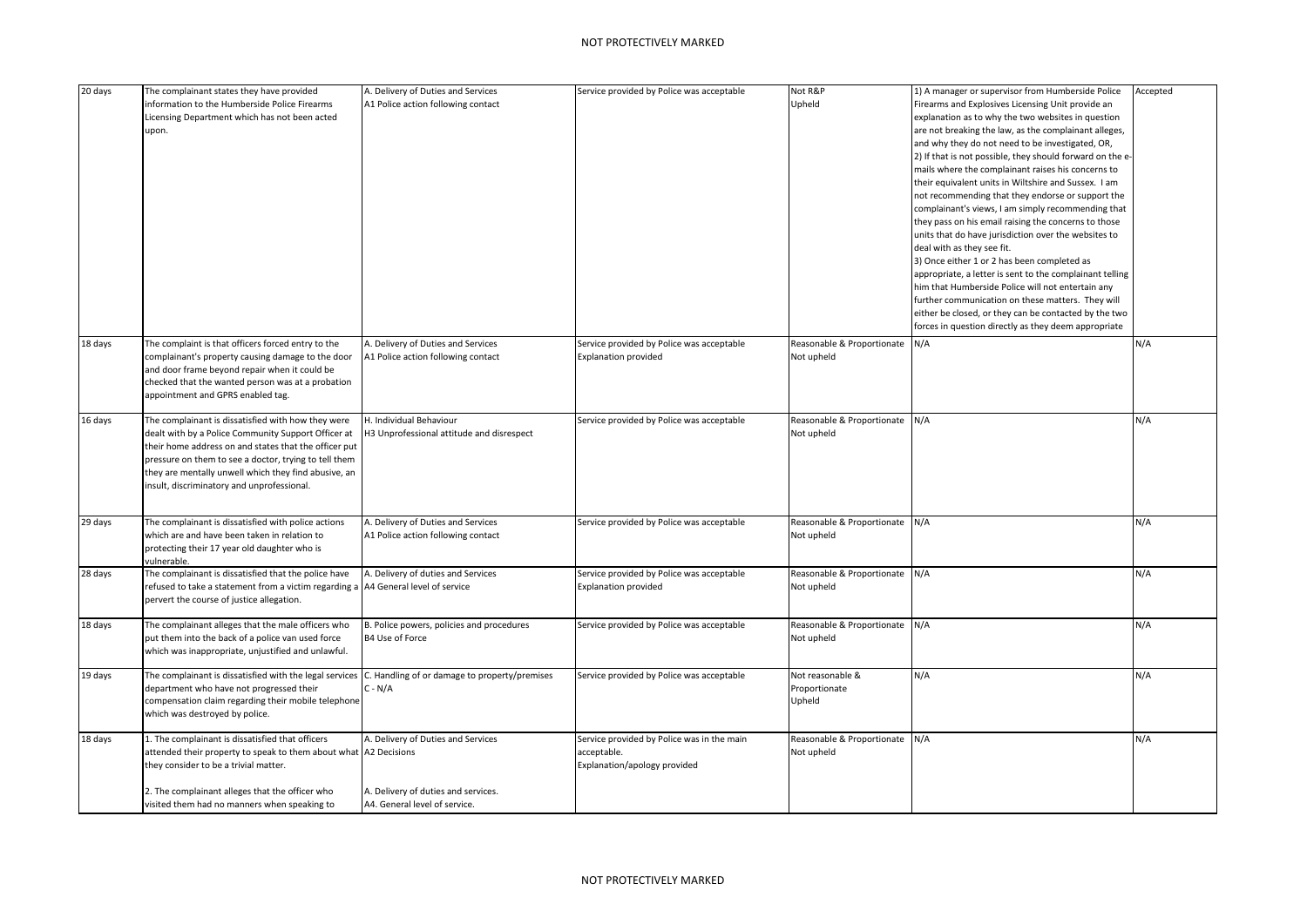| | | | | | | |
|---|---|---|---|---|---|---|
| 20 days | The complainant states they have provided information to the Humberside Police Firearms Licensing Department which has not been acted upon. | A. Delivery of Duties and Services<br>A1 Police action following contact | Service provided by Police was acceptable | Not R&P<br>Upheld | 1) A manager or supervisor from Humberside Police Firearms and Explosives Licensing Unit provide an explanation as to why the two websites in question are not breaking the law, as the complainant alleges, and why they do not need to be investigated, OR,<br>2) If that is not possible, they should forward on the e-mails where the complainant raises his concerns to their equivalent units in Wiltshire and Sussex. I am not recommending that they endorse or support the complainant's views, I am simply recommending that they pass on his email raising the concerns to those units that do have jurisdiction over the websites to deal with as they see fit.<br>3) Once either 1 or 2 has been completed as appropriate, a letter is sent to the complainant telling him that Humberside Police will not entertain any further communication on these matters. They will either be closed, or they can be contacted by the two forces in question directly as they deem appropriate | Accepted |
| 18 days | The complaint is that officers forced entry to the complainant's property causing damage to the door and door frame beyond repair when it could be checked that the wanted person was at a probation appointment and GPRS enabled tag. | A. Delivery of Duties and Services<br>A1 Police action following contact | Service provided by Police was acceptable<br>Explanation provided | Reasonable & Proportionate<br>Not upheld | N/A | N/A |
| 16 days | The complainant is dissatisfied with how they were dealt with by a Police Community Support Officer at their home address on and states that the officer put pressure on them to see a doctor, trying to tell them they are mentally unwell which they find abusive, an insult, discriminatory and unprofessional. | H. Individual Behaviour<br>H3 Unprofessional attitude and disrespect | Service provided by Police was acceptable | Reasonable & Proportionate<br>Not upheld | N/A | N/A |
| 29 days | The complainant is dissatisfied with police actions which are and have been taken in relation to protecting their 17 year old daughter who is vulnerable. | A. Delivery of Duties and Services<br>A1 Police action following contact | Service provided by Police was acceptable | Reasonable & Proportionate<br>Not upheld | N/A | N/A |
| 28 days | The complainant is dissatisfied that the police have refused to take a statement from a victim regarding a pervert the course of justice allegation. | A. Delivery of duties and Services<br>A4 General level of service | Service provided by Police was acceptable<br>Explanation provided | Reasonable & Proportionate<br>Not upheld | N/A | N/A |
| 18 days | The complainant alleges that the male officers who put them into the back of a police van used force which was inappropriate, unjustified and unlawful. | B. Police powers, policies and procedures<br>B4 Use of Force | Service provided by Police was acceptable | Reasonable & Proportionate<br>Not upheld | N/A | N/A |
| 19 days | The complainant is dissatisfied with the legal services department who have not progressed their compensation claim regarding their mobile telephone which was destroyed by police. | C. Handling of or damage to property/premises<br>C - N/A | Service provided by Police was acceptable | Not reasonable & Proportionate<br>Upheld | N/A | N/A |
| 18 days | 1. The complainant is dissatisfied that officers attended their property to speak to them about what they consider to be a trivial matter.<br><br>2. The complainant alleges that the officer who visited them had no manners when speaking to | A. Delivery of Duties and Services<br>A2 Decisions<br><br>A. Delivery of duties and services.<br>A4. General level of service. | Service provided by Police was in the main acceptable.<br>Explanation/apology provided | Reasonable & Proportionate<br>Not upheld | N/A | N/A |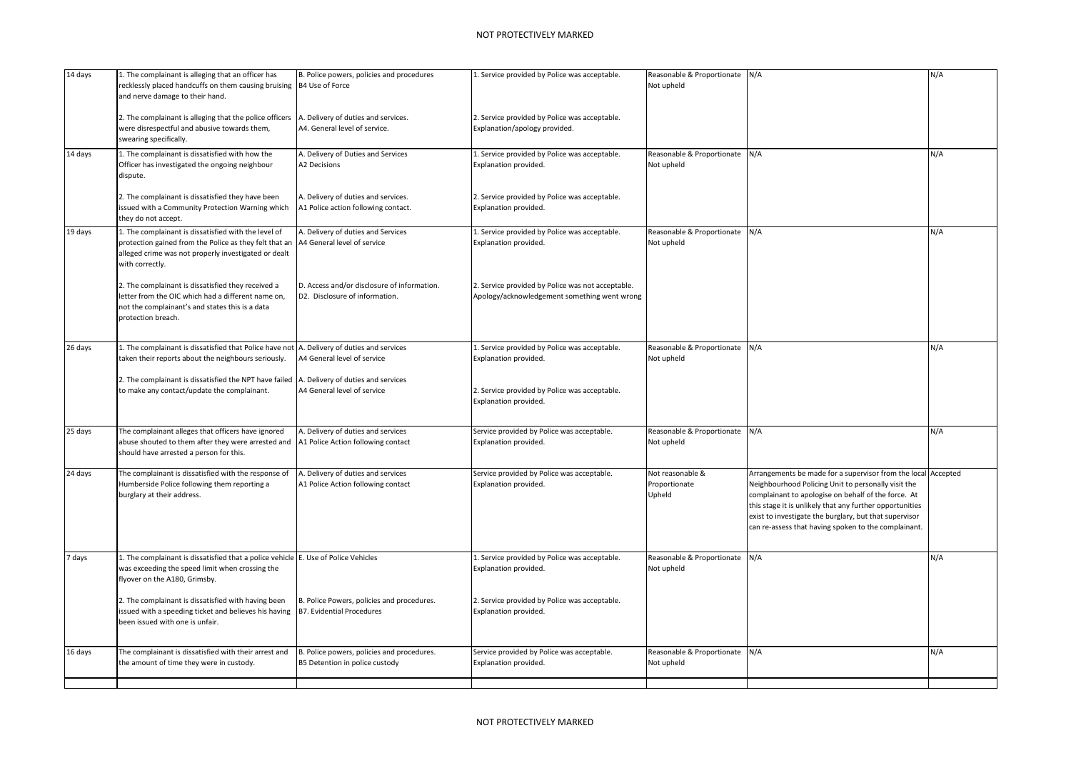| | | | | | | |
|---|---|---|---|---|---|---|
| 14 days | 1. The complainant is alleging that an officer has recklessly placed handcuffs on them causing bruising and nerve damage to their hand.<br><br>2. The complainant is alleging that the police officers were disrespectful and abusive towards them, swearing specifically. | B. Police powers, policies and procedures<br>B4 Use of Force<br><br>A. Delivery of duties and services.<br>A4. General level of service. | 1. Service provided by Police was acceptable.<br><br>2. Service provided by Police was acceptable.<br>Explanation/apology provided. | Reasonable & Proportionate<br>Not upheld | N/A | N/A |
| 14 days | 1. The complainant is dissatisfied with how the Officer has investigated the ongoing neighbour dispute.<br><br>2. The complainant is dissatisfied they have been issued with a Community Protection Warning which they do not accept. | A. Delivery of Duties and Services<br>A2 Decisions<br><br>A. Delivery of duties and services.<br>A1 Police action following contact. | 1. Service provided by Police was acceptable.<br>Explanation provided.<br><br>2. Service provided by Police was acceptable.<br>Explanation provided. | Reasonable & Proportionate<br>Not upheld | N/A | N/A |
| 19 days | 1. The complainant is dissatisfied with the level of protection gained from the Police as they felt that an alleged crime was not properly investigated or dealt with correctly.<br><br>2. The complainant is dissatisfied they received a letter from the OIC which had a different name on, not the complainant's and states this is a data protection breach. | A. Delivery of duties and Services<br>A4 General level of service<br><br>D. Access and/or disclosure of information.<br>D2. Disclosure of information. | 1. Service provided by Police was acceptable.<br>Explanation provided.<br><br>2. Service provided by Police was not acceptable.<br>Apology/acknowledgement something went wrong | Reasonable & Proportionate<br>Not upheld | N/A | N/A |
| 26 days | 1. The complainant is dissatisfied that Police have not taken their reports about the neighbours seriously.<br><br>2. The complainant is dissatisfied the NPT have failed to make any contact/update the complainant. | A. Delivery of duties and services<br>A4 General level of service<br><br>A. Delivery of duties and services<br>A4 General level of service | 1. Service provided by Police was acceptable.<br>Explanation provided.<br><br>2. Service provided by Police was acceptable.<br>Explanation provided. | Reasonable & Proportionate<br>Not upheld | N/A | N/A |
| 25 days | The complainant alleges that officers have ignored abuse shouted to them after they were arrested and should have arrested a person for this. | A. Delivery of duties and services<br>A1 Police Action following contact | Service provided by Police was acceptable.<br>Explanation provided. | Reasonable & Proportionate<br>Not upheld | N/A | N/A |
| 24 days | The complainant is dissatisfied with the response of Humberside Police following them reporting a burglary at their address. | A. Delivery of duties and services<br>A1 Police Action following contact | Service provided by Police was acceptable.<br>Explanation provided. | Not reasonable & Proportionate<br>Upheld | Arrangements be made for a supervisor from the local Neighbourhood Policing Unit to personally visit the complainant to apologise on behalf of the force. At this stage it is unlikely that any further opportunities exist to investigate the burglary, but that supervisor can re-assess that having spoken to the complainant. | Accepted |
| 7 days | 1. The complainant is dissatisfied that a police vehicle was exceeding the speed limit when crossing the flyover on the A180, Grimsby.<br><br>2. The complainant is dissatisfied with having been issued with a speeding ticket and believes his having been issued with one is unfair. | E. Use of Police Vehicles<br><br>B. Police Powers, policies and procedures.<br>B7. Evidential Procedures | 1. Service provided by Police was acceptable.<br>Explanation provided.<br><br>2. Service provided by Police was acceptable.<br>Explanation provided. | Reasonable & Proportionate<br>Not upheld | N/A | N/A |
| 16 days | The complainant is dissatisfied with their arrest and the amount of time they were in custody. | B. Police powers, policies and procedures.<br>B5 Detention in police custody | Service provided by Police was acceptable.<br>Explanation provided. | Reasonable & Proportionate<br>Not upheld | N/A | N/A |